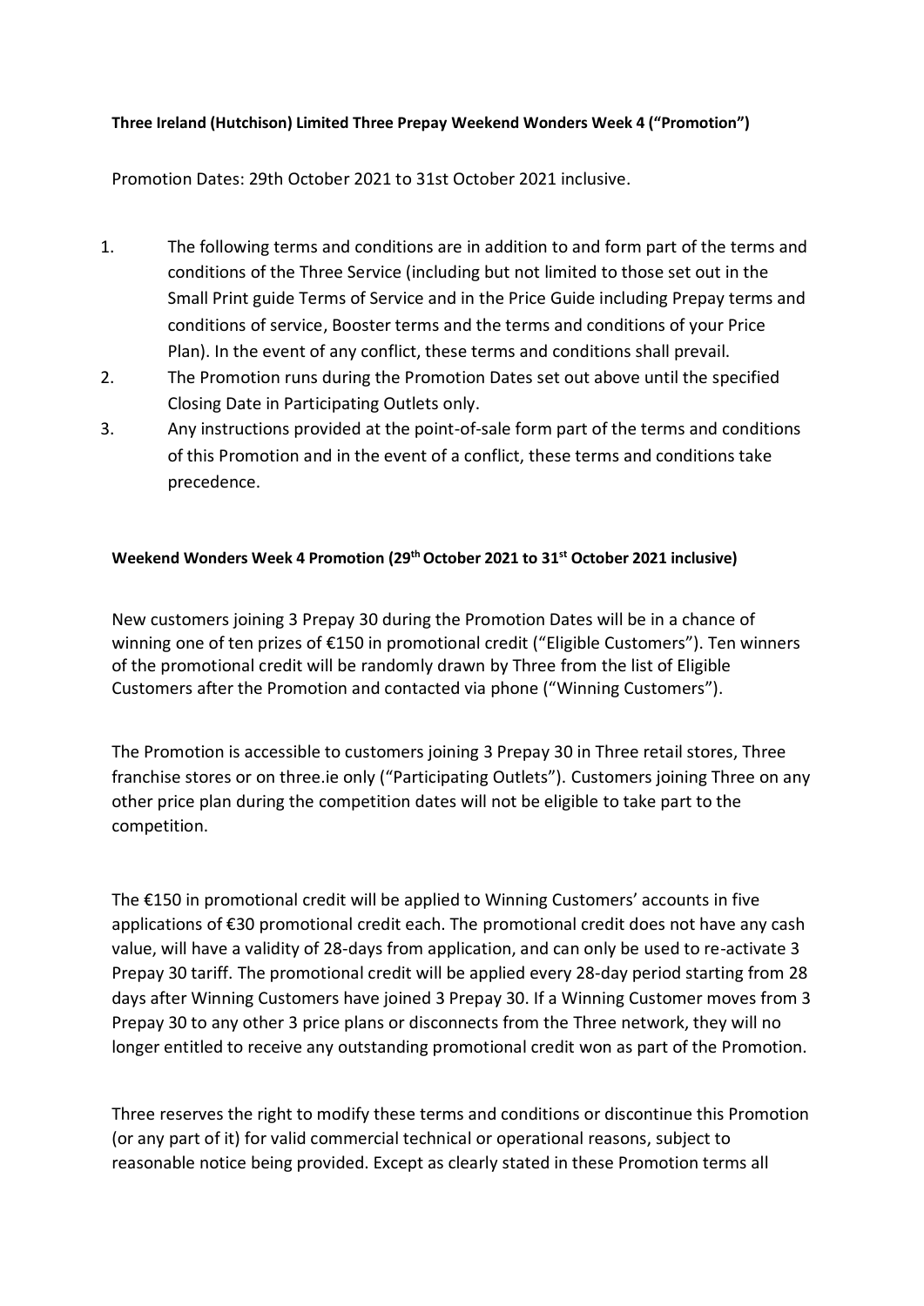**Three Ireland (Hutchison) Limited Three Prepay Weekend Wonders Week 4 ("Promotion")**

Promotion Dates: 29th October 2021 to 31st October 2021 inclusive.

1. The following terms and conditions are in addition to and form part of the terms and conditions of the Three Service (including but not limited to those set out in the Small Print guide Terms of Service and in the Price Guide including Prepay terms and conditions of service, Booster terms and the terms and conditions of your Price Plan). In the event of any conflict, these terms and conditions shall prevail.
2. The Promotion runs during the Promotion Dates set out above until the specified Closing Date in Participating Outlets only.
3. Any instructions provided at the point-of-sale form part of the terms and conditions of this Promotion and in the event of a conflict, these terms and conditions take precedence.

**Weekend Wonders Week 4 Promotion (29th October 2021 to 31st October 2021 inclusive)**

New customers joining 3 Prepay 30 during the Promotion Dates will be in a chance of winning one of ten prizes of €150 in promotional credit ("Eligible Customers"). Ten winners of the promotional credit will be randomly drawn by Three from the list of Eligible Customers after the Promotion and contacted via phone ("Winning Customers").

The Promotion is accessible to customers joining 3 Prepay 30 in Three retail stores, Three franchise stores or on three.ie only ("Participating Outlets"). Customers joining Three on any other price plan during the competition dates will not be eligible to take part to the competition.

The €150 in promotional credit will be applied to Winning Customers' accounts in five applications of €30 promotional credit each. The promotional credit does not have any cash value, will have a validity of 28-days from application, and can only be used to re-activate 3 Prepay 30 tariff. The promotional credit will be applied every 28-day period starting from 28 days after Winning Customers have joined 3 Prepay 30. If a Winning Customer moves from 3 Prepay 30 to any other 3 price plans or disconnects from the Three network, they will no longer entitled to receive any outstanding promotional credit won as part of the Promotion.

Three reserves the right to modify these terms and conditions or discontinue this Promotion (or any part of it) for valid commercial technical or operational reasons, subject to reasonable notice being provided. Except as clearly stated in these Promotion terms all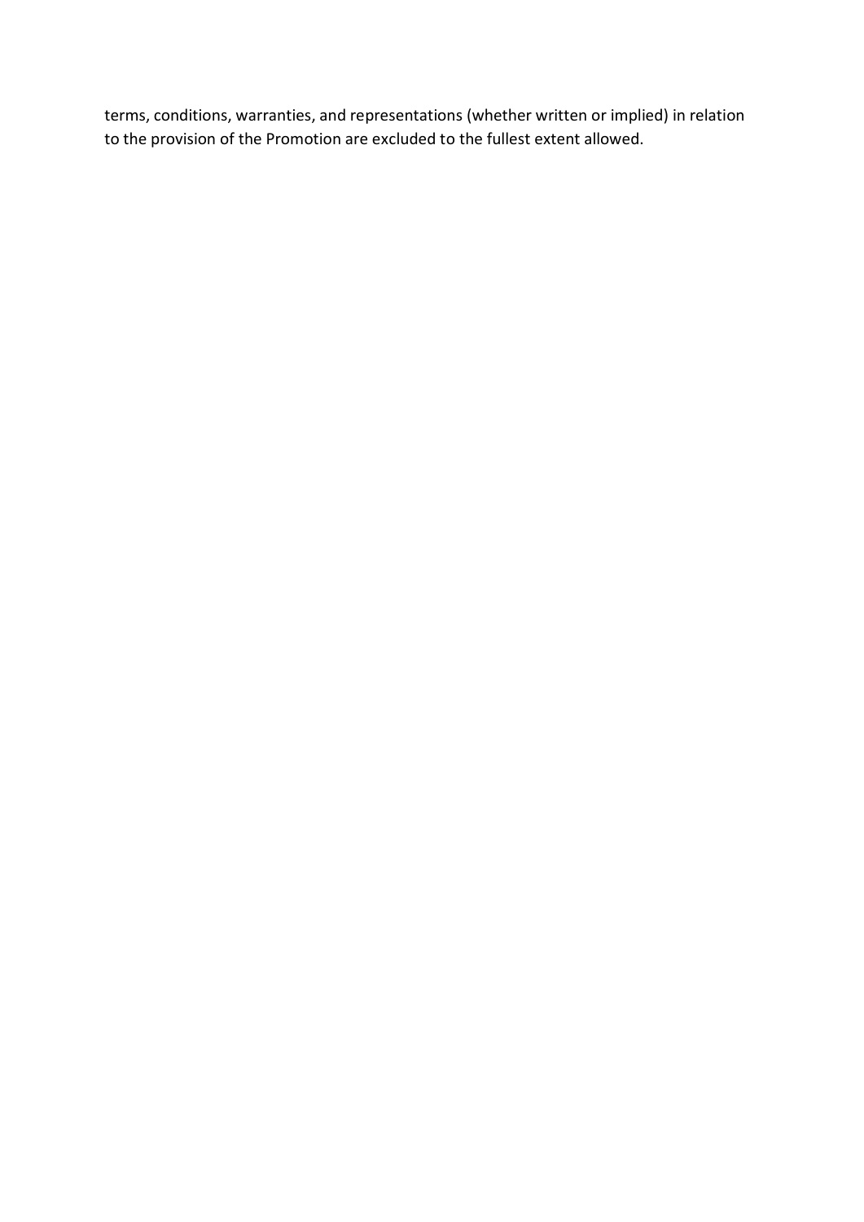terms, conditions, warranties, and representations (whether written or implied) in relation to the provision of the Promotion are excluded to the fullest extent allowed.